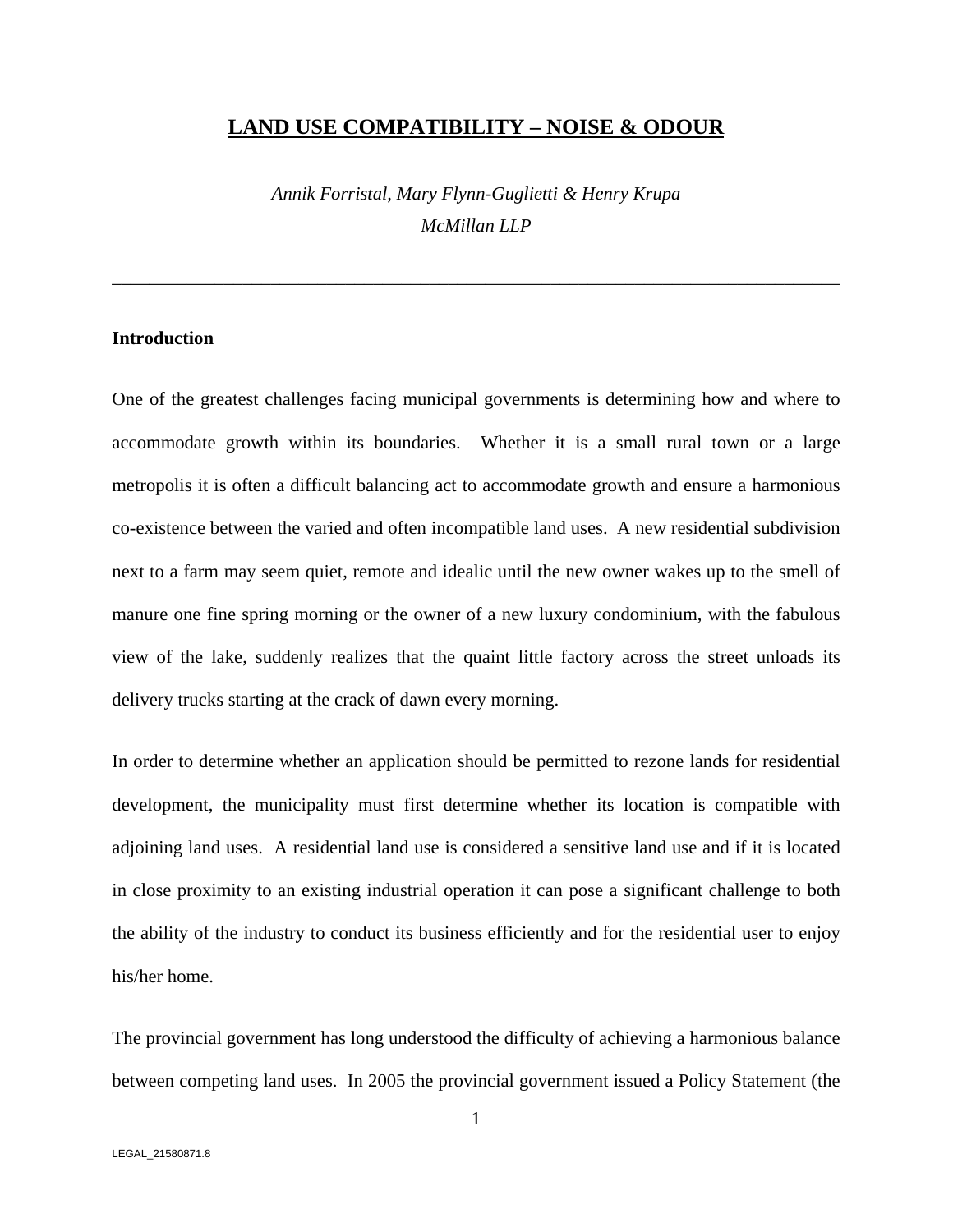# LAND USE COMPATIBILITY – NOISE & ODOUR

*Annik Forristal, Mary Flynn-Guglietti & Henry Krupa*
*McMillan LLP*

---

## Introduction

One of the greatest challenges facing municipal governments is determining how and where to accommodate growth within its boundaries. Whether it is a small rural town or a large metropolis it is often a difficult balancing act to accommodate growth and ensure a harmonious co-existence between the varied and often incompatible land uses. A new residential subdivision next to a farm may seem quiet, remote and idealic until the new owner wakes up to the smell of manure one fine spring morning or the owner of a new luxury condominium, with the fabulous view of the lake, suddenly realizes that the quaint little factory across the street unloads its delivery trucks starting at the crack of dawn every morning.

In order to determine whether an application should be permitted to rezone lands for residential development, the municipality must first determine whether its location is compatible with adjoining land uses. A residential land use is considered a sensitive land use and if it is located in close proximity to an existing industrial operation it can pose a significant challenge to both the ability of the industry to conduct its business efficiently and for the residential user to enjoy his/her home.

The provincial government has long understood the difficulty of achieving a harmonious balance between competing land uses. In 2005 the provincial government issued a Policy Statement (the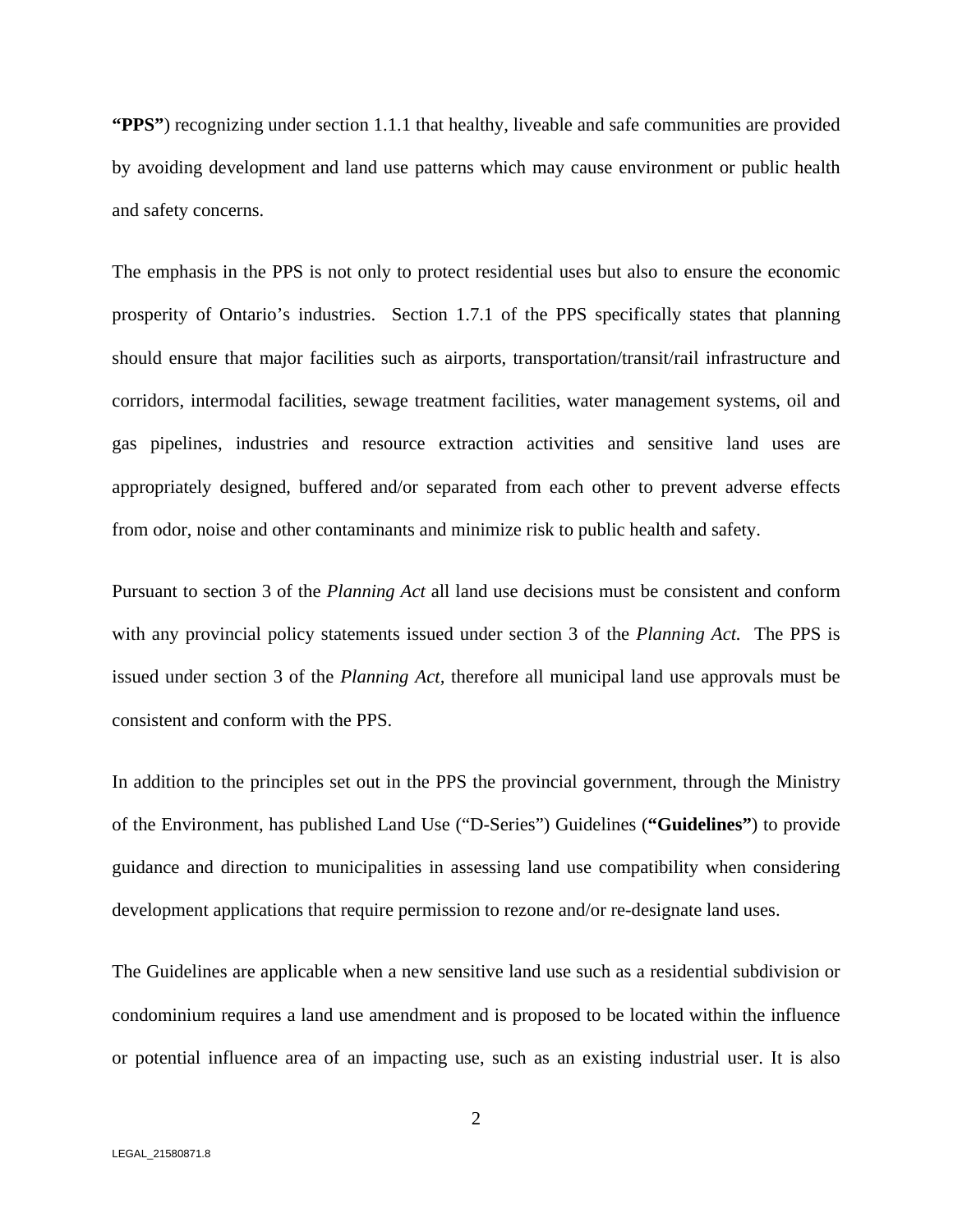**"PPS"**) recognizing under section 1.1.1 that healthy, liveable and safe communities are provided by avoiding development and land use patterns which may cause environment or public health and safety concerns.

The emphasis in the PPS is not only to protect residential uses but also to ensure the economic prosperity of Ontario's industries. Section 1.7.1 of the PPS specifically states that planning should ensure that major facilities such as airports, transportation/transit/rail infrastructure and corridors, intermodal facilities, sewage treatment facilities, water management systems, oil and gas pipelines, industries and resource extraction activities and sensitive land uses are appropriately designed, buffered and/or separated from each other to prevent adverse effects from odor, noise and other contaminants and minimize risk to public health and safety.

Pursuant to section 3 of the *Planning Act* all land use decisions must be consistent and conform with any provincial policy statements issued under section 3 of the *Planning Act.* The PPS is issued under section 3 of the *Planning Act,* therefore all municipal land use approvals must be consistent and conform with the PPS.

In addition to the principles set out in the PPS the provincial government, through the Ministry of the Environment, has published Land Use ("D-Series") Guidelines (**"Guidelines"**) to provide guidance and direction to municipalities in assessing land use compatibility when considering development applications that require permission to rezone and/or re-designate land uses.

The Guidelines are applicable when a new sensitive land use such as a residential subdivision or condominium requires a land use amendment and is proposed to be located within the influence or potential influence area of an impacting use, such as an existing industrial user. It is also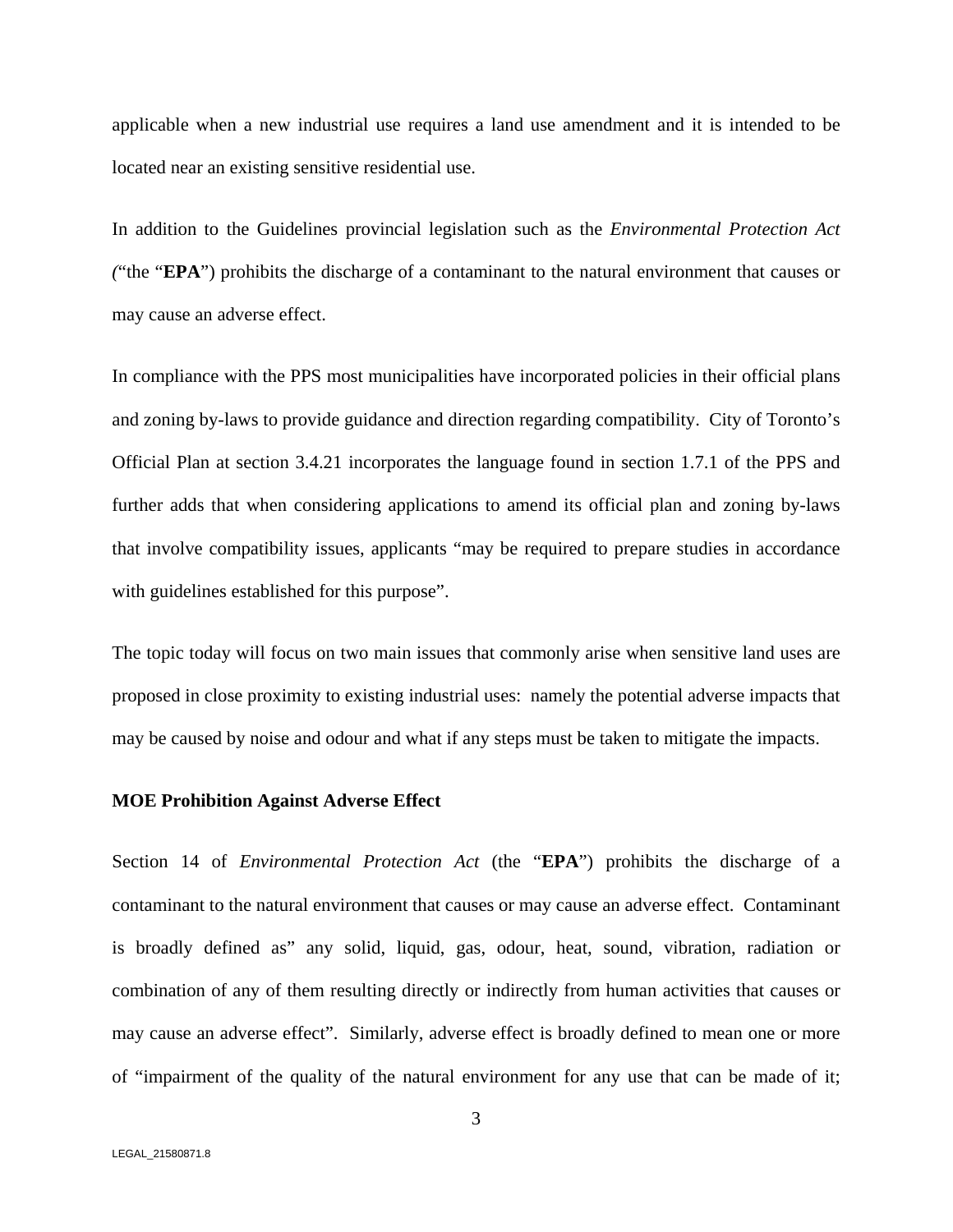applicable when a new industrial use requires a land use amendment and it is intended to be located near an existing sensitive residential use.

In addition to the Guidelines provincial legislation such as the *Environmental Protection Act (*"the "**EPA**") prohibits the discharge of a contaminant to the natural environment that causes or may cause an adverse effect.

In compliance with the PPS most municipalities have incorporated policies in their official plans and zoning by-laws to provide guidance and direction regarding compatibility. City of Toronto's Official Plan at section 3.4.21 incorporates the language found in section 1.7.1 of the PPS and further adds that when considering applications to amend its official plan and zoning by-laws that involve compatibility issues, applicants "may be required to prepare studies in accordance with guidelines established for this purpose".

The topic today will focus on two main issues that commonly arise when sensitive land uses are proposed in close proximity to existing industrial uses: namely the potential adverse impacts that may be caused by noise and odour and what if any steps must be taken to mitigate the impacts.

**MOE Prohibition Against Adverse Effect**

Section 14 of *Environmental Protection Act* (the "**EPA**") prohibits the discharge of a contaminant to the natural environment that causes or may cause an adverse effect. Contaminant is broadly defined as" any solid, liquid, gas, odour, heat, sound, vibration, radiation or combination of any of them resulting directly or indirectly from human activities that causes or may cause an adverse effect". Similarly, adverse effect is broadly defined to mean one or more of "impairment of the quality of the natural environment for any use that can be made of it;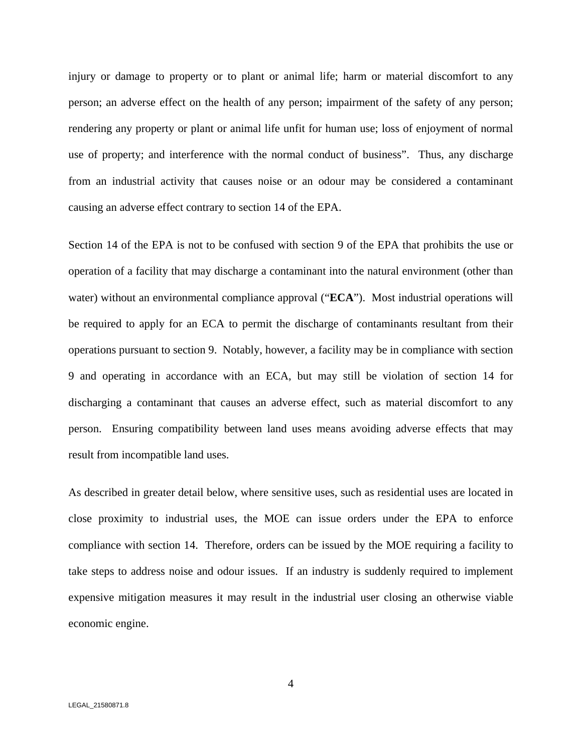injury or damage to property or to plant or animal life; harm or material discomfort to any person; an adverse effect on the health of any person; impairment of the safety of any person; rendering any property or plant or animal life unfit for human use; loss of enjoyment of normal use of property; and interference with the normal conduct of business". Thus, any discharge from an industrial activity that causes noise or an odour may be considered a contaminant causing an adverse effect contrary to section 14 of the EPA.

Section 14 of the EPA is not to be confused with section 9 of the EPA that prohibits the use or operation of a facility that may discharge a contaminant into the natural environment (other than water) without an environmental compliance approval ("**ECA**"). Most industrial operations will be required to apply for an ECA to permit the discharge of contaminants resultant from their operations pursuant to section 9. Notably, however, a facility may be in compliance with section 9 and operating in accordance with an ECA, but may still be violation of section 14 for discharging a contaminant that causes an adverse effect, such as material discomfort to any person. Ensuring compatibility between land uses means avoiding adverse effects that may result from incompatible land uses.

As described in greater detail below, where sensitive uses, such as residential uses are located in close proximity to industrial uses, the MOE can issue orders under the EPA to enforce compliance with section 14. Therefore, orders can be issued by the MOE requiring a facility to take steps to address noise and odour issues. If an industry is suddenly required to implement expensive mitigation measures it may result in the industrial user closing an otherwise viable economic engine.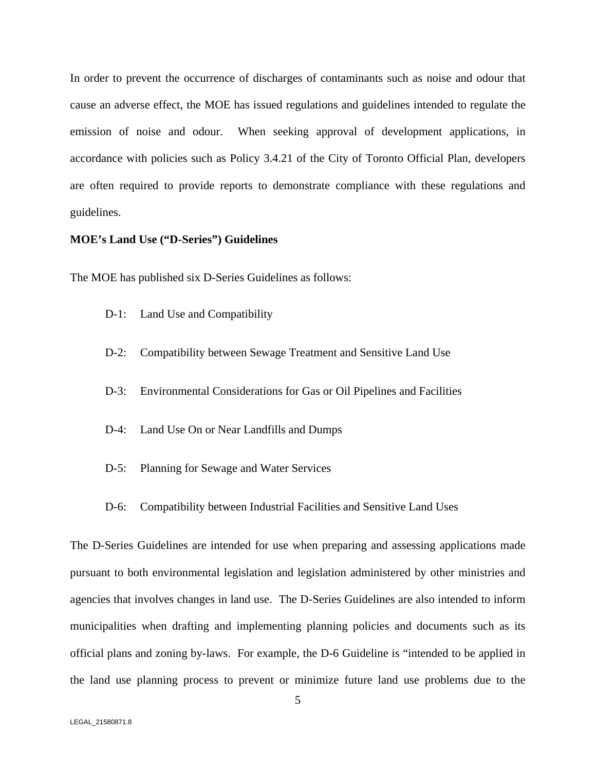In order to prevent the occurrence of discharges of contaminants such as noise and odour that cause an adverse effect, the MOE has issued regulations and guidelines intended to regulate the emission of noise and odour. When seeking approval of development applications, in accordance with policies such as Policy 3.4.21 of the City of Toronto Official Plan, developers are often required to provide reports to demonstrate compliance with these regulations and guidelines.

**MOE's Land Use ("D-Series") Guidelines**

The MOE has published six D-Series Guidelines as follows:

- D-1: Land Use and Compatibility
- D-2: Compatibility between Sewage Treatment and Sensitive Land Use
- D-3: Environmental Considerations for Gas or Oil Pipelines and Facilities
- D-4: Land Use On or Near Landfills and Dumps
- D-5: Planning for Sewage and Water Services
- D-6: Compatibility between Industrial Facilities and Sensitive Land Uses

The D-Series Guidelines are intended for use when preparing and assessing applications made pursuant to both environmental legislation and legislation administered by other ministries and agencies that involves changes in land use. The D-Series Guidelines are also intended to inform municipalities when drafting and implementing planning policies and documents such as its official plans and zoning by-laws. For example, the D-6 Guideline is "intended to be applied in the land use planning process to prevent or minimize future land use problems due to the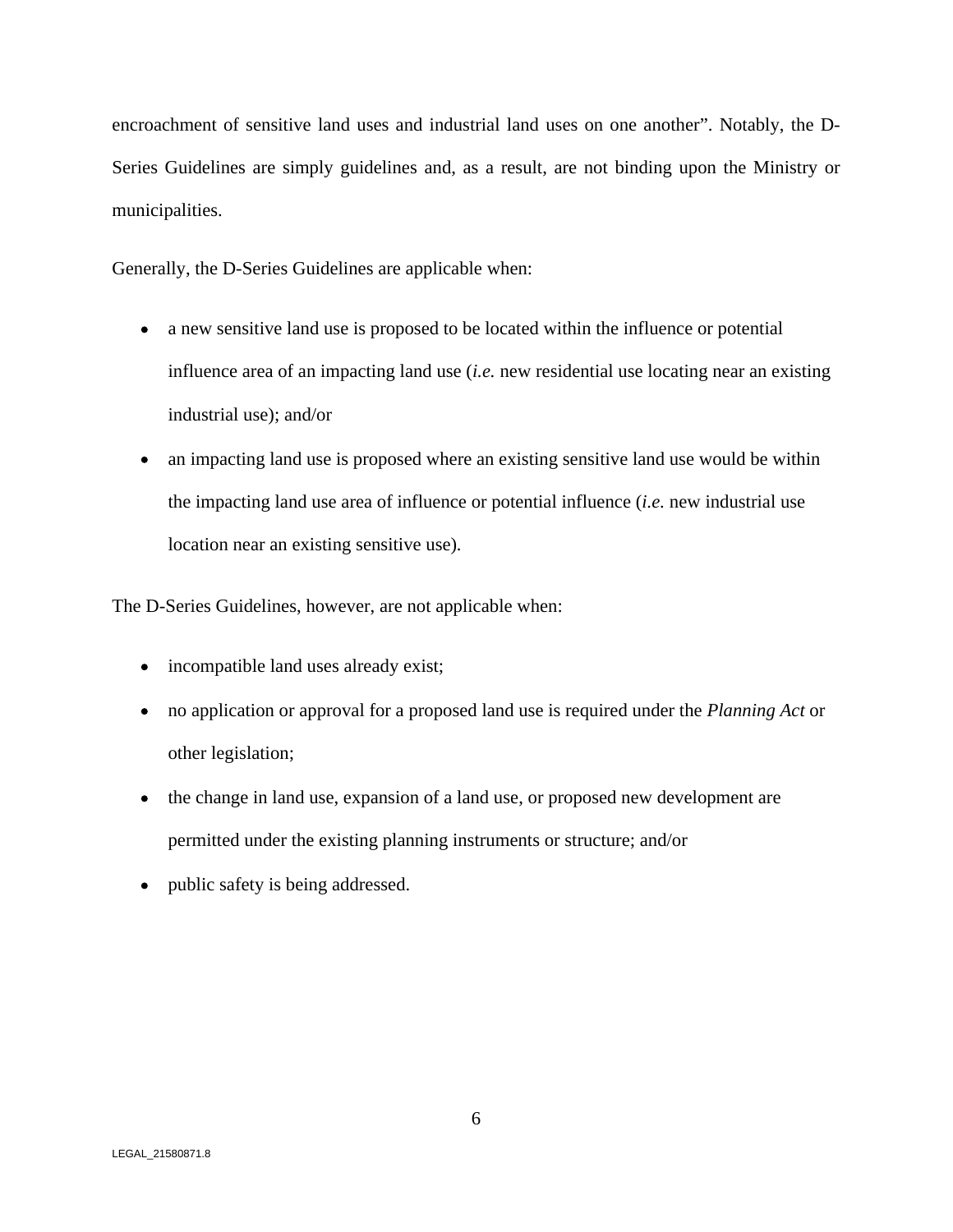encroachment of sensitive land uses and industrial land uses on one another". Notably, the D-Series Guidelines are simply guidelines and, as a result, are not binding upon the Ministry or municipalities.

Generally, the D-Series Guidelines are applicable when:

- a new sensitive land use is proposed to be located within the influence or potential influence area of an impacting land use (*i.e.* new residential use locating near an existing industrial use); and/or
- an impacting land use is proposed where an existing sensitive land use would be within the impacting land use area of influence or potential influence (*i.e.* new industrial use location near an existing sensitive use).

The D-Series Guidelines, however, are not applicable when:

- incompatible land uses already exist;
- no application or approval for a proposed land use is required under the *Planning Act* or other legislation;
- the change in land use, expansion of a land use, or proposed new development are permitted under the existing planning instruments or structure; and/or
- public safety is being addressed.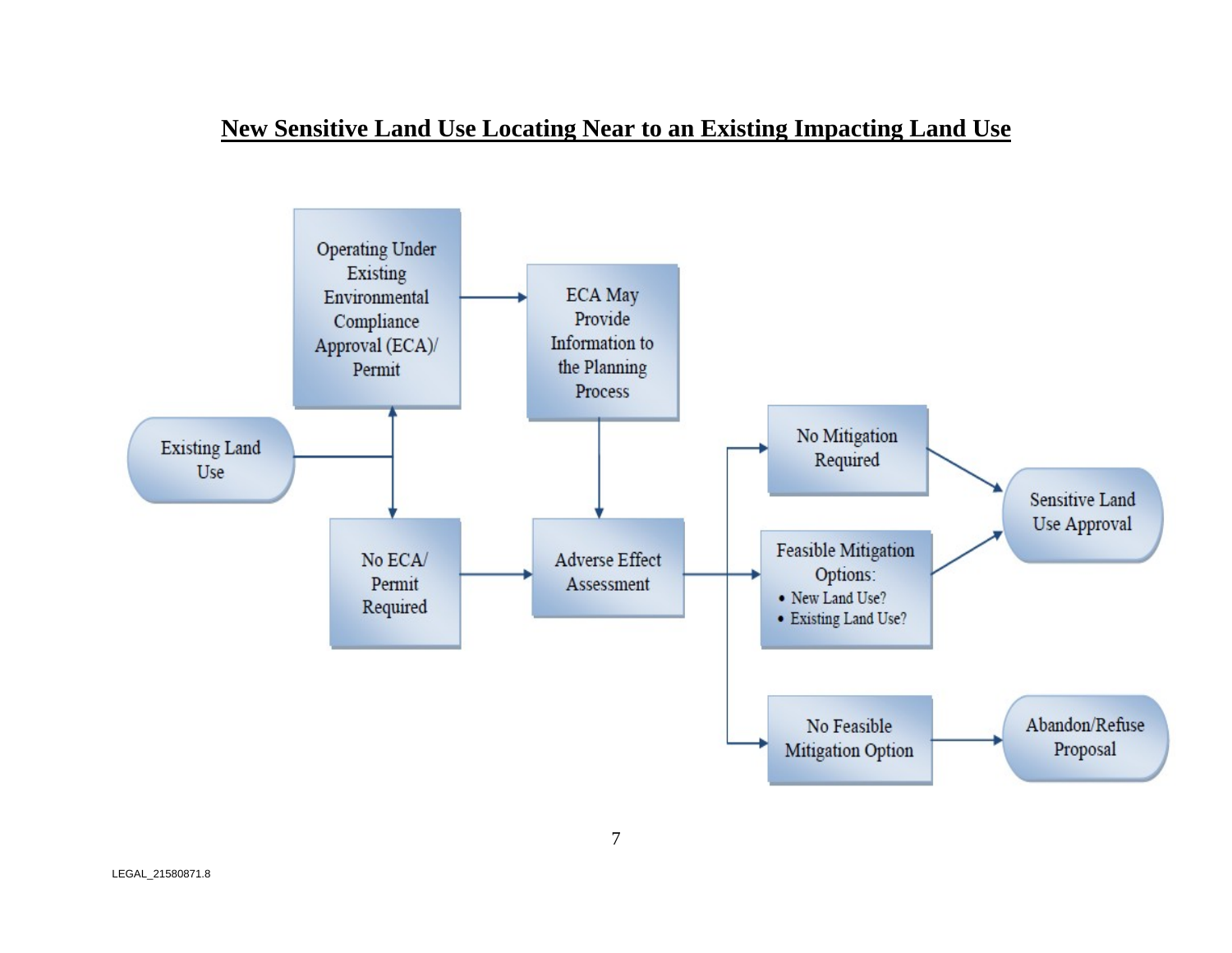## New Sensitive Land Use Locating Near to an Existing Impacting Land Use

Existing Land Use

Operating Under Existing Environmental Compliance Approval (ECA)/ Permit

No ECA/ Permit Required

ECA May Provide Information to the Planning Process

Adverse Effect Assessment

No Mitigation Required

Feasible Mitigation Options:

- New Land Use?
- Existing Land Use?

No Feasible Mitigation Option

Sensitive Land Use Approval

Abandon/Refuse Proposal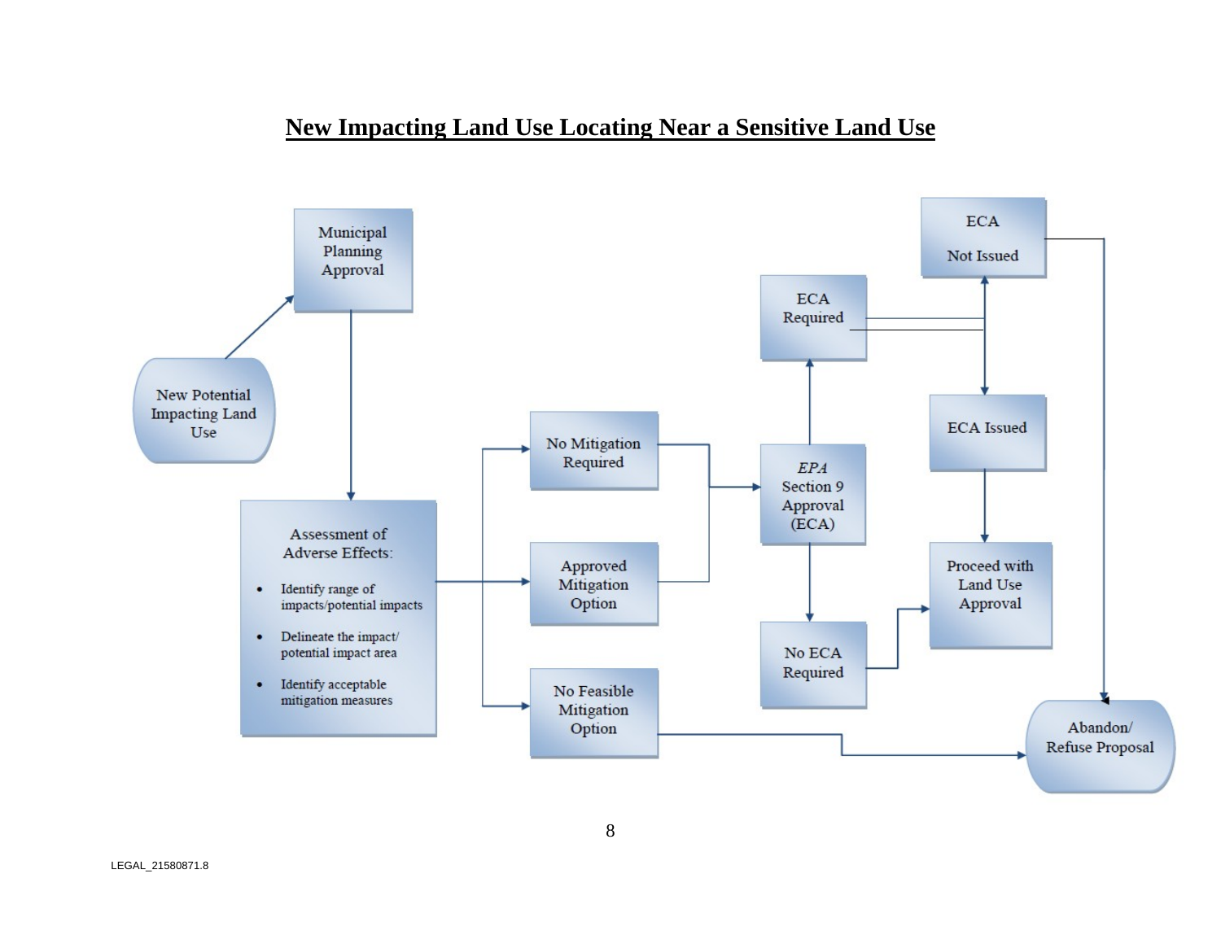# New Impacting Land Use Locating Near a Sensitive Land Use

New Potential Impacting Land Use

Municipal Planning Approval

Assessment of Adverse Effects:

- Identify range of impacts/potential impacts
- Delineate the impact/ potential impact area
- Identify acceptable mitigation measures

No Mitigation Required

Approved Mitigation Option

No Feasible Mitigation Option

*EPA* Section 9 Approval (ECA)

ECA Required

No ECA Required

ECA Not Issued

ECA Issued

Proceed with Land Use Approval

Abandon/ Refuse Proposal

LEGAL_21580871.8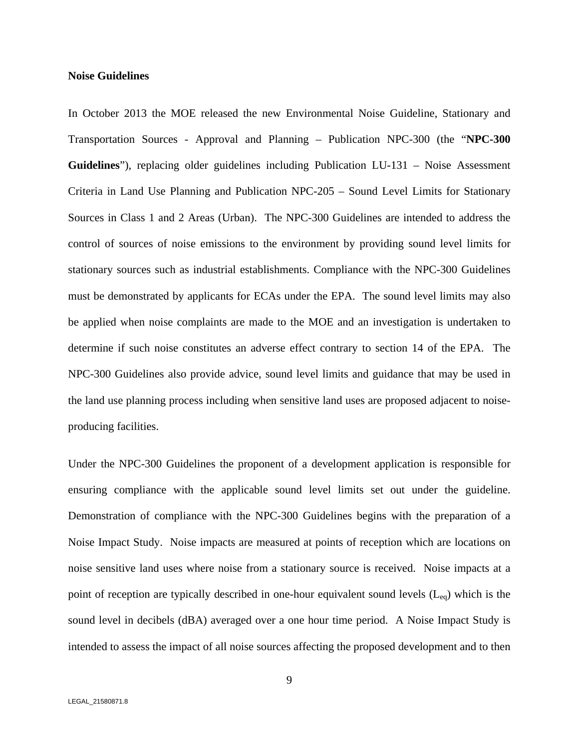**Noise Guidelines**

In October 2013 the MOE released the new Environmental Noise Guideline, Stationary and Transportation Sources - Approval and Planning – Publication NPC-300 (the "**NPC-300 Guidelines**"), replacing older guidelines including Publication LU-131 – Noise Assessment Criteria in Land Use Planning and Publication NPC-205 – Sound Level Limits for Stationary Sources in Class 1 and 2 Areas (Urban). The NPC-300 Guidelines are intended to address the control of sources of noise emissions to the environment by providing sound level limits for stationary sources such as industrial establishments. Compliance with the NPC-300 Guidelines must be demonstrated by applicants for ECAs under the EPA. The sound level limits may also be applied when noise complaints are made to the MOE and an investigation is undertaken to determine if such noise constitutes an adverse effect contrary to section 14 of the EPA. The NPC-300 Guidelines also provide advice, sound level limits and guidance that may be used in the land use planning process including when sensitive land uses are proposed adjacent to noise-producing facilities.

Under the NPC-300 Guidelines the proponent of a development application is responsible for ensuring compliance with the applicable sound level limits set out under the guideline. Demonstration of compliance with the NPC-300 Guidelines begins with the preparation of a Noise Impact Study. Noise impacts are measured at points of reception which are locations on noise sensitive land uses where noise from a stationary source is received. Noise impacts at a point of reception are typically described in one-hour equivalent sound levels ($L_{eq}$) which is the sound level in decibels (dBA) averaged over a one hour time period. A Noise Impact Study is intended to assess the impact of all noise sources affecting the proposed development and to then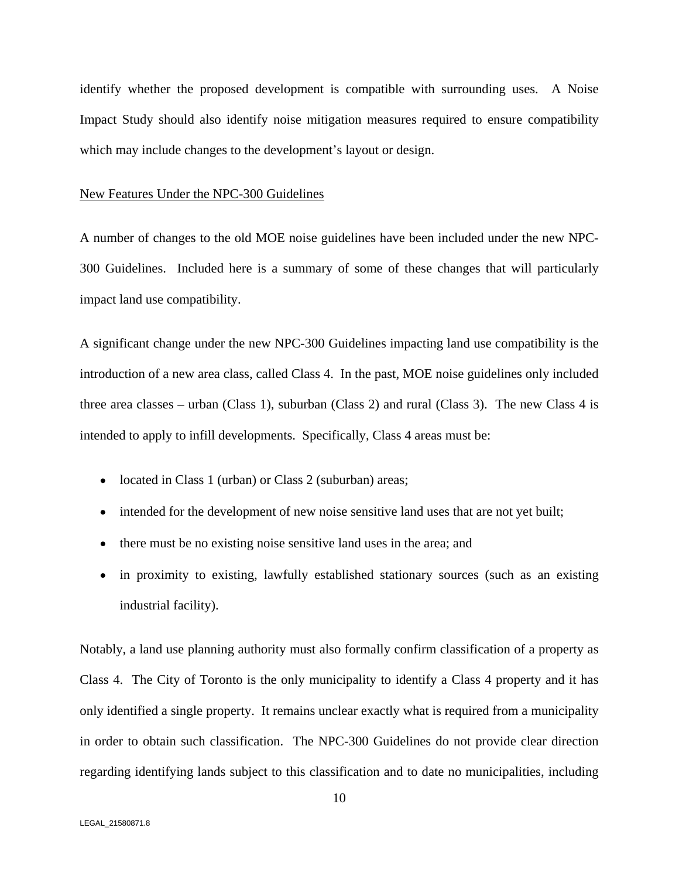identify whether the proposed development is compatible with surrounding uses. A Noise Impact Study should also identify noise mitigation measures required to ensure compatibility which may include changes to the development's layout or design.

New Features Under the NPC-300 Guidelines

A number of changes to the old MOE noise guidelines have been included under the new NPC-300 Guidelines. Included here is a summary of some of these changes that will particularly impact land use compatibility.

A significant change under the new NPC-300 Guidelines impacting land use compatibility is the introduction of a new area class, called Class 4. In the past, MOE noise guidelines only included three area classes – urban (Class 1), suburban (Class 2) and rural (Class 3). The new Class 4 is intended to apply to infill developments. Specifically, Class 4 areas must be:

- located in Class 1 (urban) or Class 2 (suburban) areas;
- intended for the development of new noise sensitive land uses that are not yet built;
- there must be no existing noise sensitive land uses in the area; and
- in proximity to existing, lawfully established stationary sources (such as an existing industrial facility).

Notably, a land use planning authority must also formally confirm classification of a property as Class 4. The City of Toronto is the only municipality to identify a Class 4 property and it has only identified a single property. It remains unclear exactly what is required from a municipality in order to obtain such classification. The NPC-300 Guidelines do not provide clear direction regarding identifying lands subject to this classification and to date no municipalities, including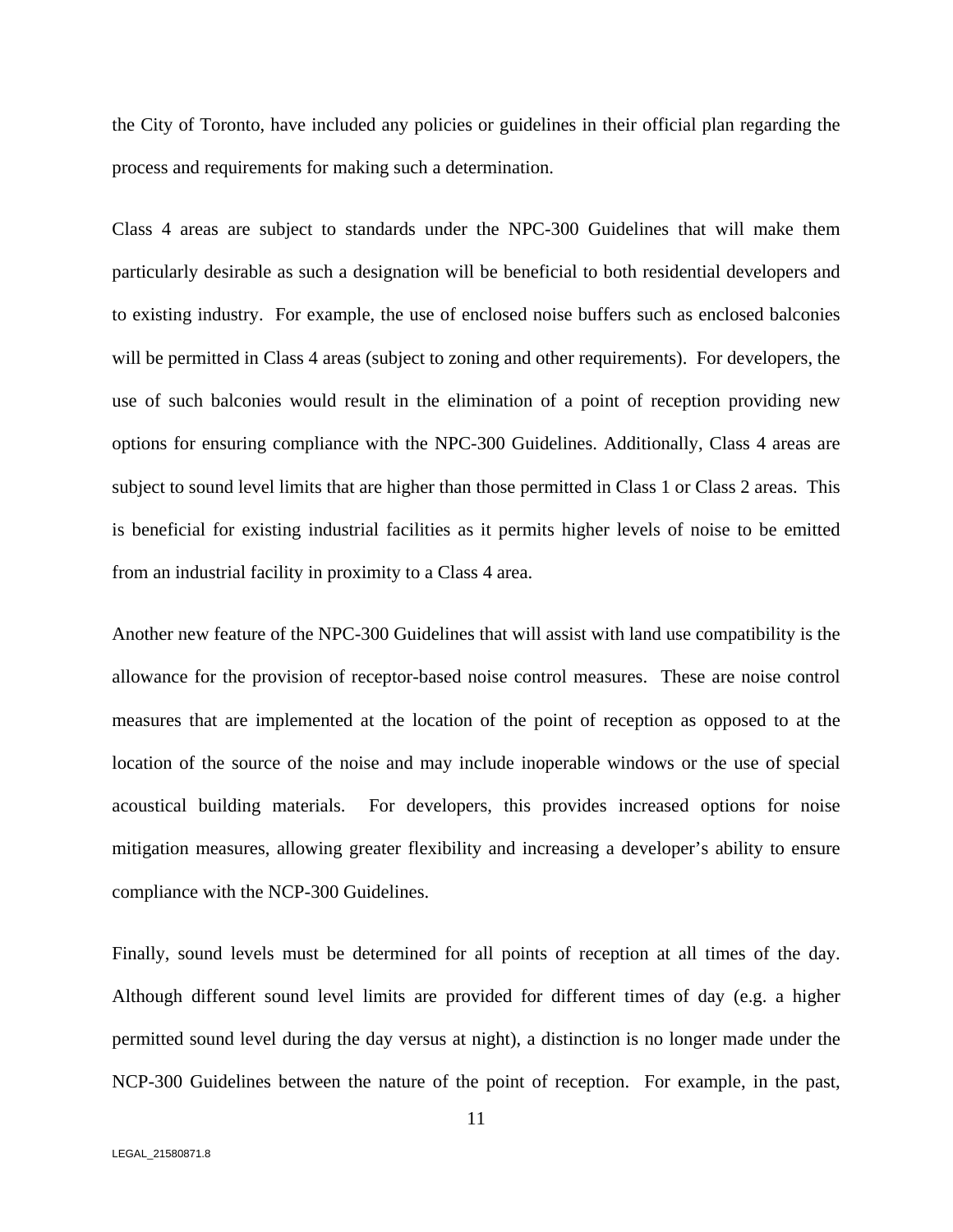the City of Toronto, have included any policies or guidelines in their official plan regarding the process and requirements for making such a determination.

Class 4 areas are subject to standards under the NPC-300 Guidelines that will make them particularly desirable as such a designation will be beneficial to both residential developers and to existing industry. For example, the use of enclosed noise buffers such as enclosed balconies will be permitted in Class 4 areas (subject to zoning and other requirements). For developers, the use of such balconies would result in the elimination of a point of reception providing new options for ensuring compliance with the NPC-300 Guidelines. Additionally, Class 4 areas are subject to sound level limits that are higher than those permitted in Class 1 or Class 2 areas. This is beneficial for existing industrial facilities as it permits higher levels of noise to be emitted from an industrial facility in proximity to a Class 4 area.

Another new feature of the NPC-300 Guidelines that will assist with land use compatibility is the allowance for the provision of receptor-based noise control measures. These are noise control measures that are implemented at the location of the point of reception as opposed to at the location of the source of the noise and may include inoperable windows or the use of special acoustical building materials. For developers, this provides increased options for noise mitigation measures, allowing greater flexibility and increasing a developer's ability to ensure compliance with the NCP-300 Guidelines.

Finally, sound levels must be determined for all points of reception at all times of the day. Although different sound level limits are provided for different times of day (e.g. a higher permitted sound level during the day versus at night), a distinction is no longer made under the NCP-300 Guidelines between the nature of the point of reception. For example, in the past,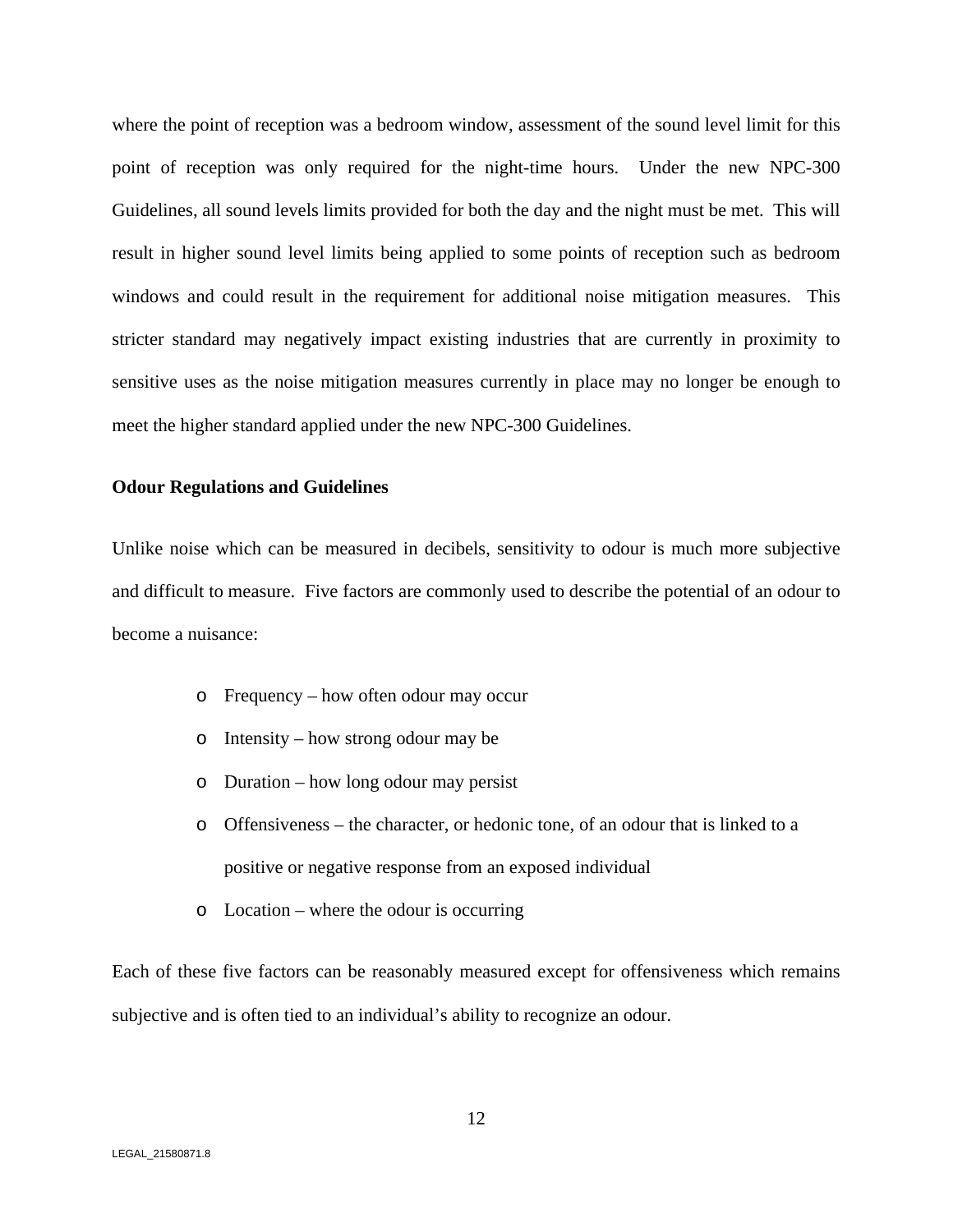where the point of reception was a bedroom window, assessment of the sound level limit for this point of reception was only required for the night-time hours. Under the new NPC-300 Guidelines, all sound levels limits provided for both the day and the night must be met. This will result in higher sound level limits being applied to some points of reception such as bedroom windows and could result in the requirement for additional noise mitigation measures. This stricter standard may negatively impact existing industries that are currently in proximity to sensitive uses as the noise mitigation measures currently in place may no longer be enough to meet the higher standard applied under the new NPC-300 Guidelines.

**Odour Regulations and Guidelines**

Unlike noise which can be measured in decibels, sensitivity to odour is much more subjective and difficult to measure. Five factors are commonly used to describe the potential of an odour to become a nuisance:

- Frequency – how often odour may occur
- Intensity – how strong odour may be
- Duration – how long odour may persist
- Offensiveness – the character, or hedonic tone, of an odour that is linked to a positive or negative response from an exposed individual
- Location – where the odour is occurring

Each of these five factors can be reasonably measured except for offensiveness which remains subjective and is often tied to an individual's ability to recognize an odour.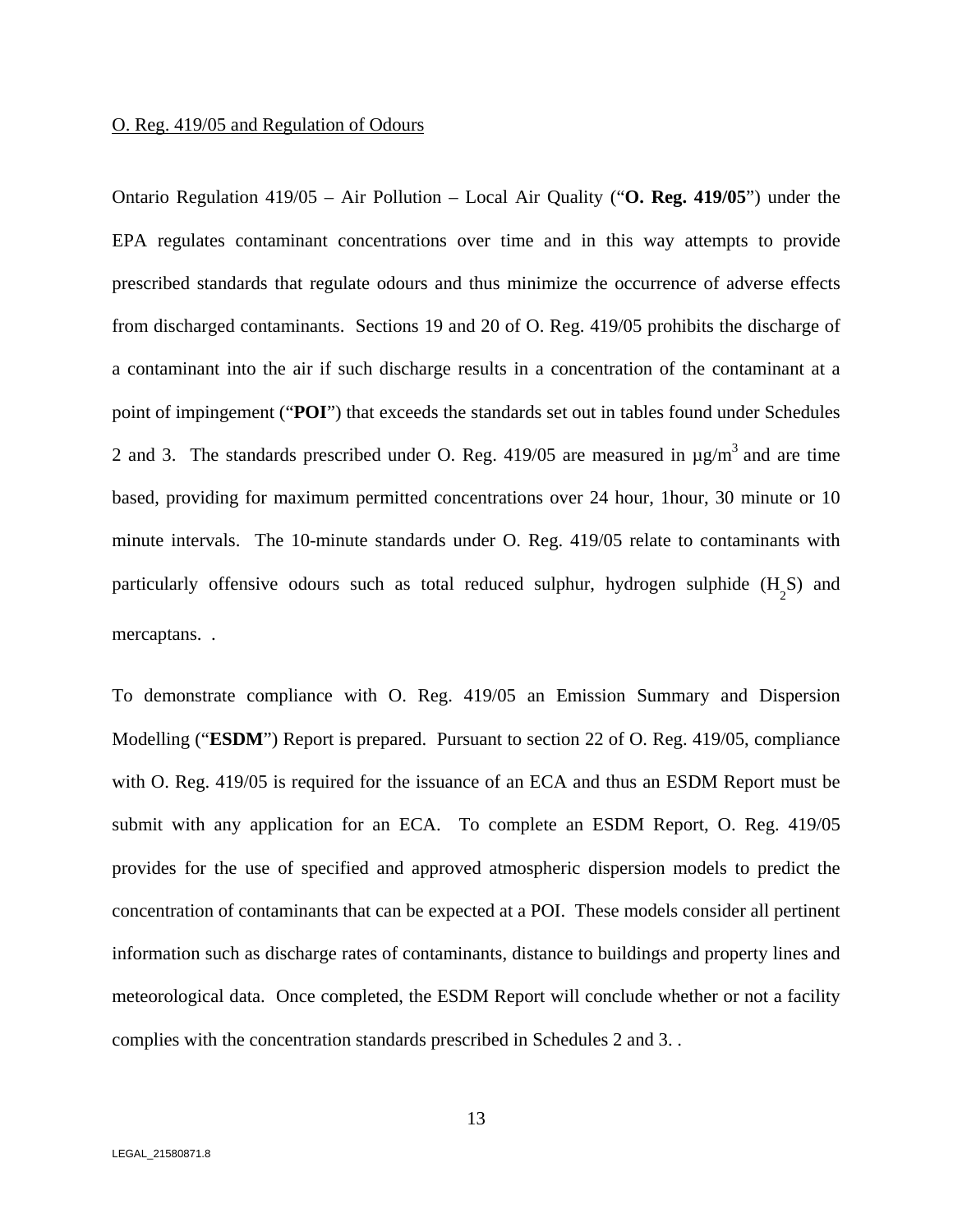O. Reg. 419/05 and Regulation of Odours

Ontario Regulation 419/05 – Air Pollution – Local Air Quality ("**O. Reg. 419/05**") under the EPA regulates contaminant concentrations over time and in this way attempts to provide prescribed standards that regulate odours and thus minimize the occurrence of adverse effects from discharged contaminants. Sections 19 and 20 of O. Reg. 419/05 prohibits the discharge of a contaminant into the air if such discharge results in a concentration of the contaminant at a point of impingement ("**POI**") that exceeds the standards set out in tables found under Schedules 2 and 3. The standards prescribed under O. Reg. 419/05 are measured in $\mu g/m^3$ and are time based, providing for maximum permitted concentrations over 24 hour, 1hour, 30 minute or 10 minute intervals. The 10-minute standards under O. Reg. 419/05 relate to contaminants with particularly offensive odours such as total reduced sulphur, hydrogen sulphide ($H_2S$) and mercaptans. .

To demonstrate compliance with O. Reg. 419/05 an Emission Summary and Dispersion Modelling ("**ESDM**") Report is prepared. Pursuant to section 22 of O. Reg. 419/05, compliance with O. Reg. 419/05 is required for the issuance of an ECA and thus an ESDM Report must be submit with any application for an ECA. To complete an ESDM Report, O. Reg. 419/05 provides for the use of specified and approved atmospheric dispersion models to predict the concentration of contaminants that can be expected at a POI. These models consider all pertinent information such as discharge rates of contaminants, distance to buildings and property lines and meteorological data. Once completed, the ESDM Report will conclude whether or not a facility complies with the concentration standards prescribed in Schedules 2 and 3. .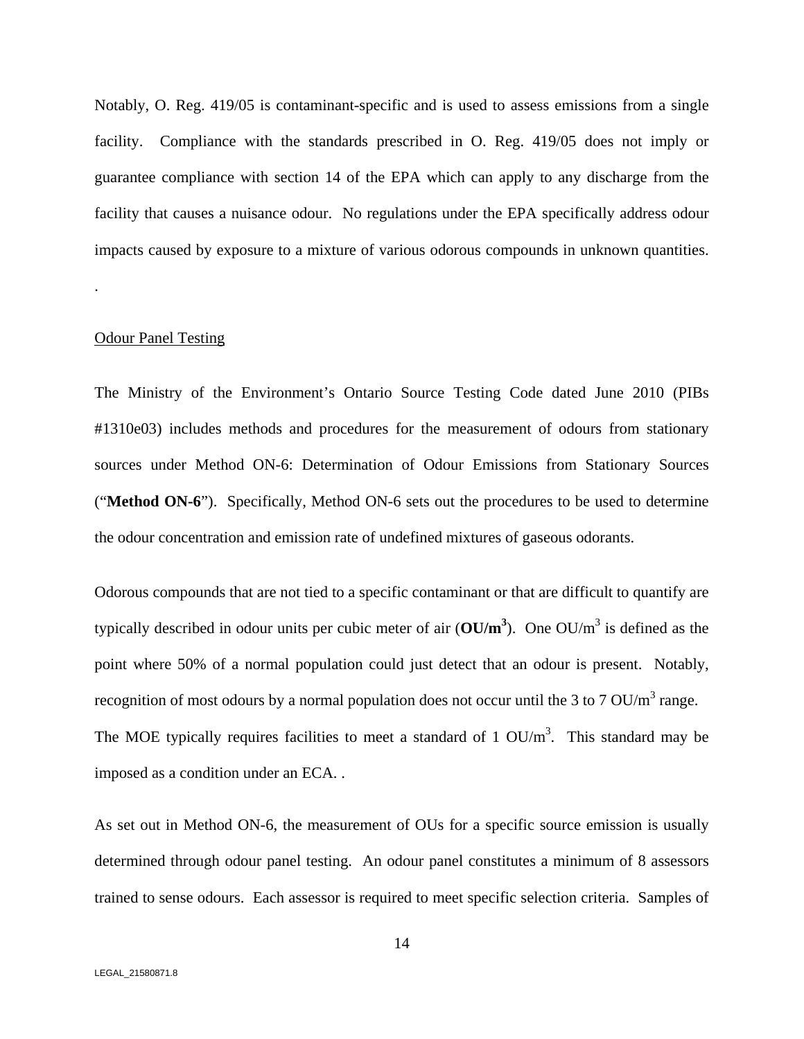Notably, O. Reg. 419/05 is contaminant-specific and is used to assess emissions from a single facility. Compliance with the standards prescribed in O. Reg. 419/05 does not imply or guarantee compliance with section 14 of the EPA which can apply to any discharge from the facility that causes a nuisance odour. No regulations under the EPA specifically address odour impacts caused by exposure to a mixture of various odorous compounds in unknown quantities.

.

Odour Panel Testing

The Ministry of the Environment's Ontario Source Testing Code dated June 2010 (PIBs #1310e03) includes methods and procedures for the measurement of odours from stationary sources under Method ON-6: Determination of Odour Emissions from Stationary Sources ("**Method ON-6**"). Specifically, Method ON-6 sets out the procedures to be used to determine the odour concentration and emission rate of undefined mixtures of gaseous odorants.

Odorous compounds that are not tied to a specific contaminant or that are difficult to quantify are typically described in odour units per cubic meter of air (**OU/m$^3$**). One OU/m$^3$ is defined as the point where 50% of a normal population could just detect that an odour is present. Notably, recognition of most odours by a normal population does not occur until the 3 to 7 OU/m$^3$ range. The MOE typically requires facilities to meet a standard of 1 OU/m$^3$. This standard may be imposed as a condition under an ECA. .

As set out in Method ON-6, the measurement of OUs for a specific source emission is usually determined through odour panel testing. An odour panel constitutes a minimum of 8 assessors trained to sense odours. Each assessor is required to meet specific selection criteria. Samples of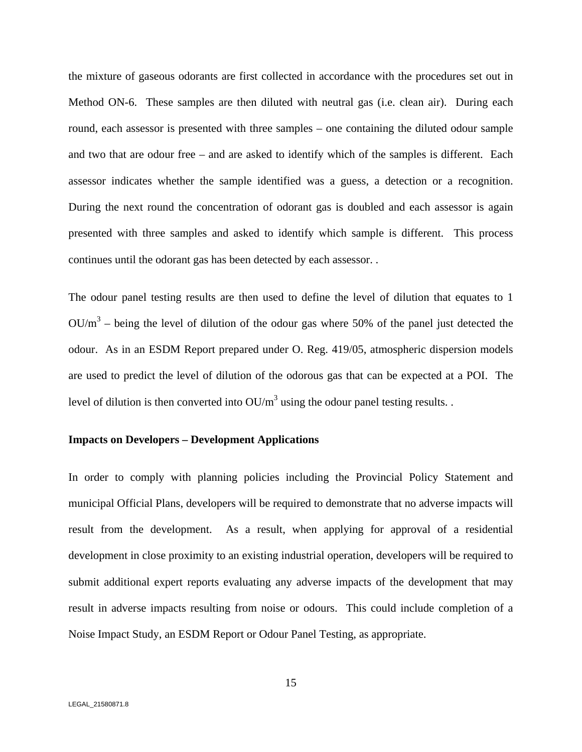the mixture of gaseous odorants are first collected in accordance with the procedures set out in Method ON-6. These samples are then diluted with neutral gas (i.e. clean air). During each round, each assessor is presented with three samples – one containing the diluted odour sample and two that are odour free – and are asked to identify which of the samples is different. Each assessor indicates whether the sample identified was a guess, a detection or a recognition. During the next round the concentration of odorant gas is doubled and each assessor is again presented with three samples and asked to identify which sample is different. This process continues until the odorant gas has been detected by each assessor. .

The odour panel testing results are then used to define the level of dilution that equates to 1 $OU/m^3$ – being the level of dilution of the odour gas where 50% of the panel just detected the odour. As in an ESDM Report prepared under O. Reg. 419/05, atmospheric dispersion models are used to predict the level of dilution of the odorous gas that can be expected at a POI. The level of dilution is then converted into $OU/m^3$ using the odour panel testing results. .

**Impacts on Developers – Development Applications**

In order to comply with planning policies including the Provincial Policy Statement and municipal Official Plans, developers will be required to demonstrate that no adverse impacts will result from the development. As a result, when applying for approval of a residential development in close proximity to an existing industrial operation, developers will be required to submit additional expert reports evaluating any adverse impacts of the development that may result in adverse impacts resulting from noise or odours. This could include completion of a Noise Impact Study, an ESDM Report or Odour Panel Testing, as appropriate.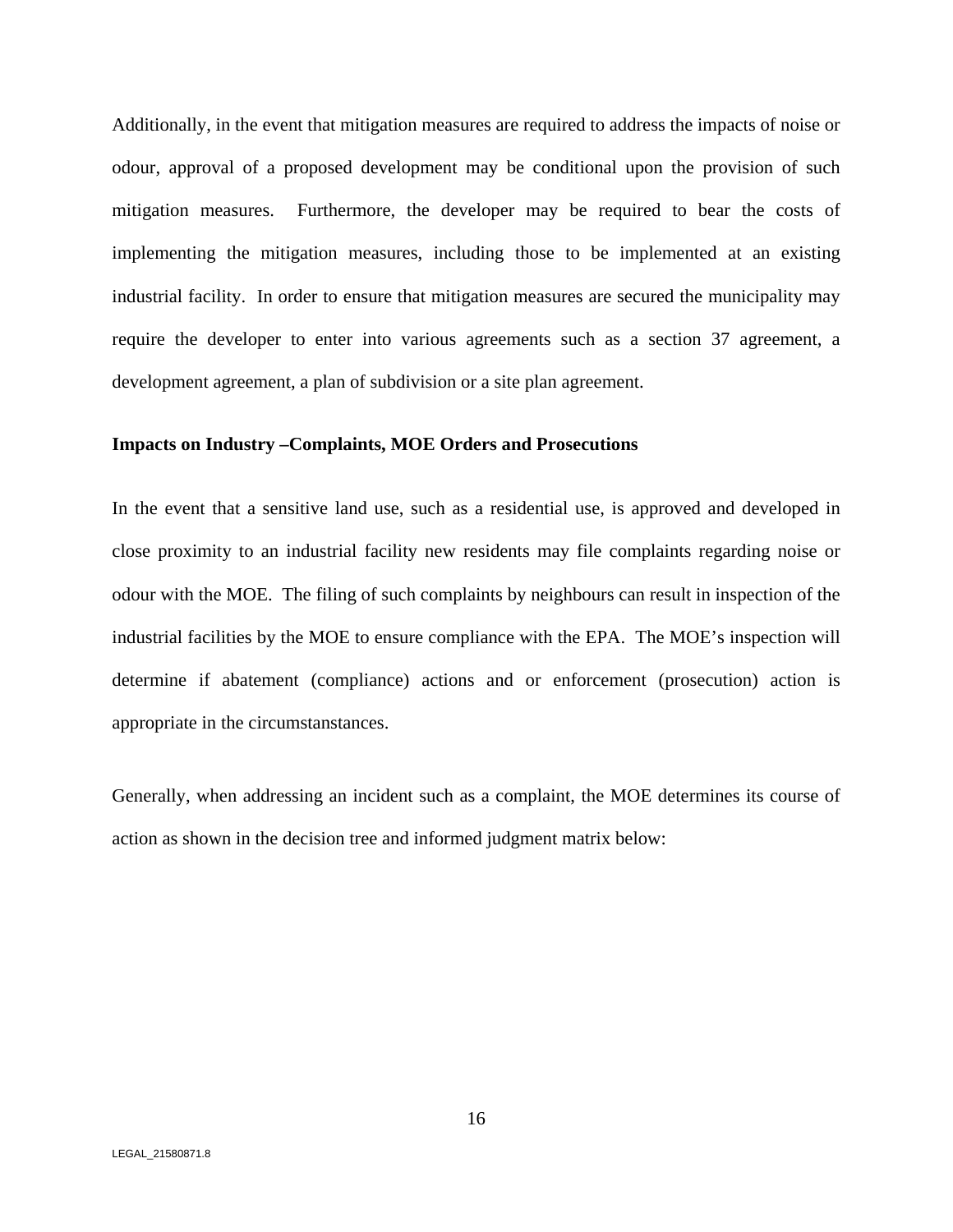Additionally, in the event that mitigation measures are required to address the impacts of noise or odour, approval of a proposed development may be conditional upon the provision of such mitigation measures. Furthermore, the developer may be required to bear the costs of implementing the mitigation measures, including those to be implemented at an existing industrial facility. In order to ensure that mitigation measures are secured the municipality may require the developer to enter into various agreements such as a section 37 agreement, a development agreement, a plan of subdivision or a site plan agreement.

**Impacts on Industry –Complaints, MOE Orders and Prosecutions**

In the event that a sensitive land use, such as a residential use, is approved and developed in close proximity to an industrial facility new residents may file complaints regarding noise or odour with the MOE. The filing of such complaints by neighbours can result in inspection of the industrial facilities by the MOE to ensure compliance with the EPA. The MOE's inspection will determine if abatement (compliance) actions and or enforcement (prosecution) action is appropriate in the circumstanstances.

Generally, when addressing an incident such as a complaint, the MOE determines its course of action as shown in the decision tree and informed judgment matrix below: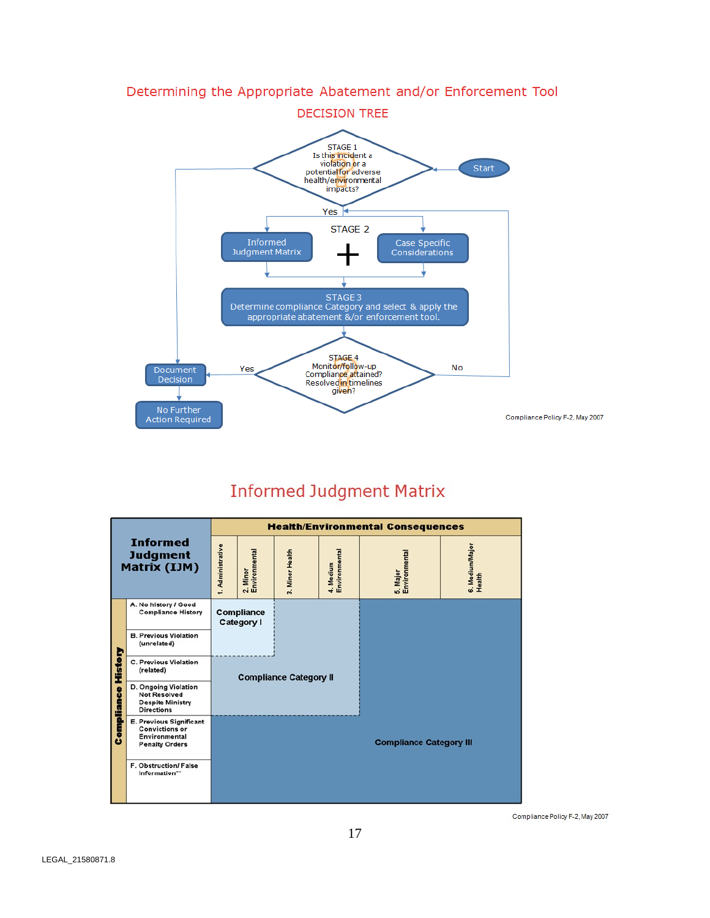## Determining the Appropriate Abatement and/or Enforcement Tool

### DECISION TREE

Start

STAGE 1
Is this incident a violation or a potential for adverse health/environmental impacts?

Yes

STAGE 2

Informed Judgment Matrix + Case Specific Considerations

STAGE 3
Determine compliance Category and select & apply the appropriate abatement &/or enforcement tool.

STAGE 4
Monitor/follow-up Compliance attained? Resolved in timelines given?

Yes — Document Decision — No Further Action Required

No

Compliance Policy F-2, May 2007

## Informed Judgment Matrix

| Informed Judgment Matrix (IJM) | 1. Administrative | 2. Minor Environmental | 3. Minor Health | 4. Medium Environmental | 5. Major Environmental | 6. Medium/Major Health |
|---|---|---|---|---|---|---|
| **Compliance History** | **Health/Environmental Consequences** | | | | | |
| A. No history / Good Compliance History | Compliance Category I | Compliance Category I | Compliance Category II | Compliance Category II | Compliance Category III | Compliance Category III |
| B. Previous Violation (unrelated) | Compliance Category I | Compliance Category I | Compliance Category II | Compliance Category II | Compliance Category III | Compliance Category III |
| C. Previous Violation (related) | Compliance Category II | Compliance Category II | Compliance Category II | Compliance Category II | Compliance Category III | Compliance Category III |
| D. Ongoing Violation Not Resolved Despite Ministry Directions | Compliance Category II | Compliance Category II | Compliance Category II | Compliance Category II | Compliance Category III | Compliance Category III |
| E. Previous Significant Convictions or Environmental Penalty Orders | Compliance Category III | Compliance Category III | Compliance Category III | Compliance Category III | Compliance Category III | Compliance Category III |
| F. Obstruction/ False Information** | Compliance Category III | Compliance Category III | Compliance Category III | Compliance Category III | Compliance Category III | Compliance Category III |

Compliance Policy F-2, May 2007

LEGAL_21580871.8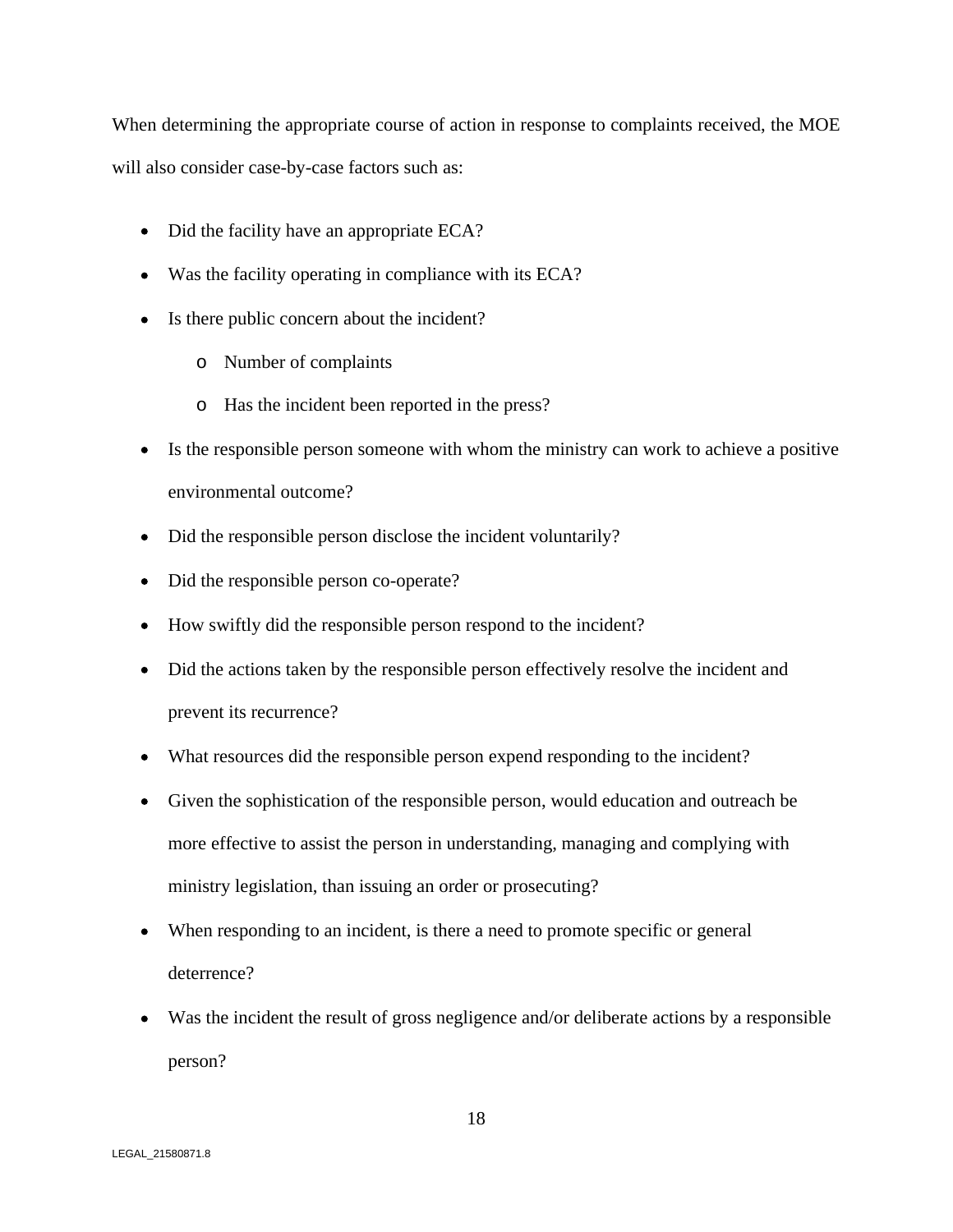When determining the appropriate course of action in response to complaints received, the MOE will also consider case-by-case factors such as:

- Did the facility have an appropriate ECA?
- Was the facility operating in compliance with its ECA?
- Is there public concern about the incident?
  - Number of complaints
  - Has the incident been reported in the press?
- Is the responsible person someone with whom the ministry can work to achieve a positive environmental outcome?
- Did the responsible person disclose the incident voluntarily?
- Did the responsible person co-operate?
- How swiftly did the responsible person respond to the incident?
- Did the actions taken by the responsible person effectively resolve the incident and prevent its recurrence?
- What resources did the responsible person expend responding to the incident?
- Given the sophistication of the responsible person, would education and outreach be more effective to assist the person in understanding, managing and complying with ministry legislation, than issuing an order or prosecuting?
- When responding to an incident, is there a need to promote specific or general deterrence?
- Was the incident the result of gross negligence and/or deliberate actions by a responsible person?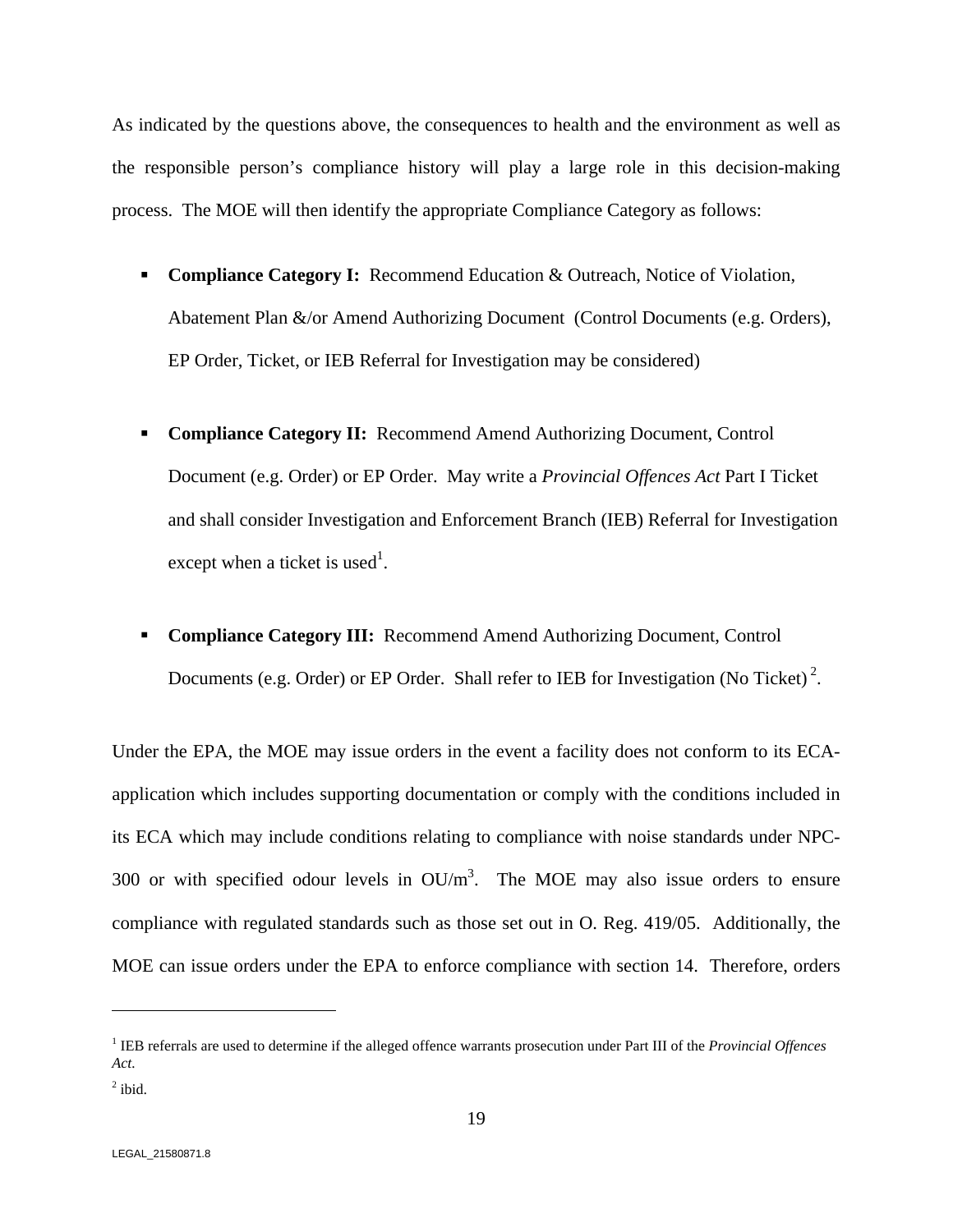As indicated by the questions above, the consequences to health and the environment as well as the responsible person's compliance history will play a large role in this decision-making process. The MOE will then identify the appropriate Compliance Category as follows:

- **Compliance Category I:** Recommend Education & Outreach, Notice of Violation, Abatement Plan &/or Amend Authorizing Document (Control Documents (e.g. Orders), EP Order, Ticket, or IEB Referral for Investigation may be considered)

- **Compliance Category II:** Recommend Amend Authorizing Document, Control Document (e.g. Order) or EP Order. May write a *Provincial Offences Act* Part I Ticket and shall consider Investigation and Enforcement Branch (IEB) Referral for Investigation except when a ticket is used[1].

- **Compliance Category III:** Recommend Amend Authorizing Document, Control Documents (e.g. Order) or EP Order. Shall refer to IEB for Investigation (No Ticket) [2].

Under the EPA, the MOE may issue orders in the event a facility does not conform to its ECA-application which includes supporting documentation or comply with the conditions included in its ECA which may include conditions relating to compliance with noise standards under NPC-300 or with specified odour levels in $OU/m^3$. The MOE may also issue orders to ensure compliance with regulated standards such as those set out in O. Reg. 419/05. Additionally, the MOE can issue orders under the EPA to enforce compliance with section 14. Therefore, orders

---

[1] IEB referrals are used to determine if the alleged offence warrants prosecution under Part III of the *Provincial Offences Act*.

[2] ibid.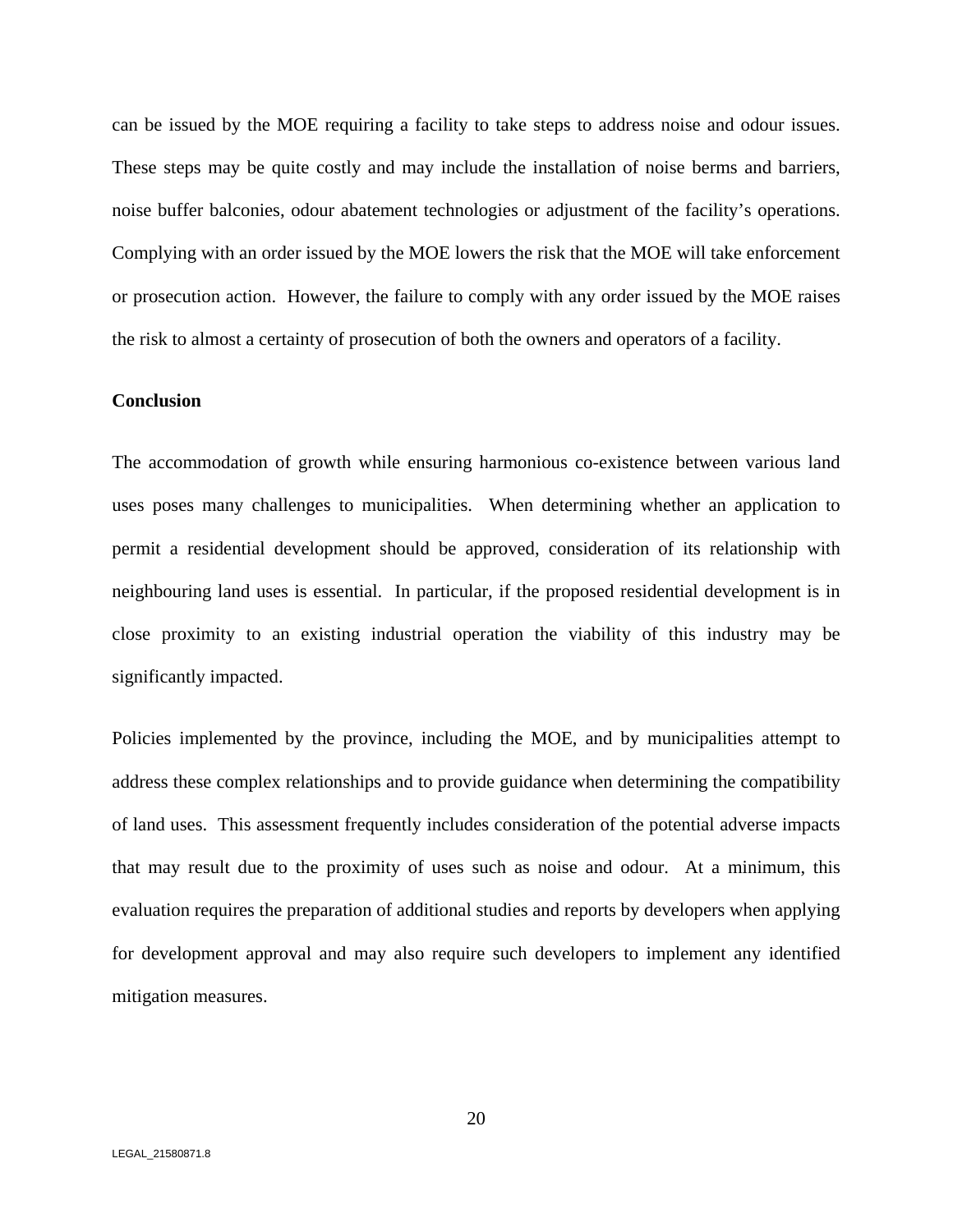can be issued by the MOE requiring a facility to take steps to address noise and odour issues. These steps may be quite costly and may include the installation of noise berms and barriers, noise buffer balconies, odour abatement technologies or adjustment of the facility's operations. Complying with an order issued by the MOE lowers the risk that the MOE will take enforcement or prosecution action. However, the failure to comply with any order issued by the MOE raises the risk to almost a certainty of prosecution of both the owners and operators of a facility.

**Conclusion**

The accommodation of growth while ensuring harmonious co-existence between various land uses poses many challenges to municipalities. When determining whether an application to permit a residential development should be approved, consideration of its relationship with neighbouring land uses is essential. In particular, if the proposed residential development is in close proximity to an existing industrial operation the viability of this industry may be significantly impacted.

Policies implemented by the province, including the MOE, and by municipalities attempt to address these complex relationships and to provide guidance when determining the compatibility of land uses. This assessment frequently includes consideration of the potential adverse impacts that may result due to the proximity of uses such as noise and odour. At a minimum, this evaluation requires the preparation of additional studies and reports by developers when applying for development approval and may also require such developers to implement any identified mitigation measures.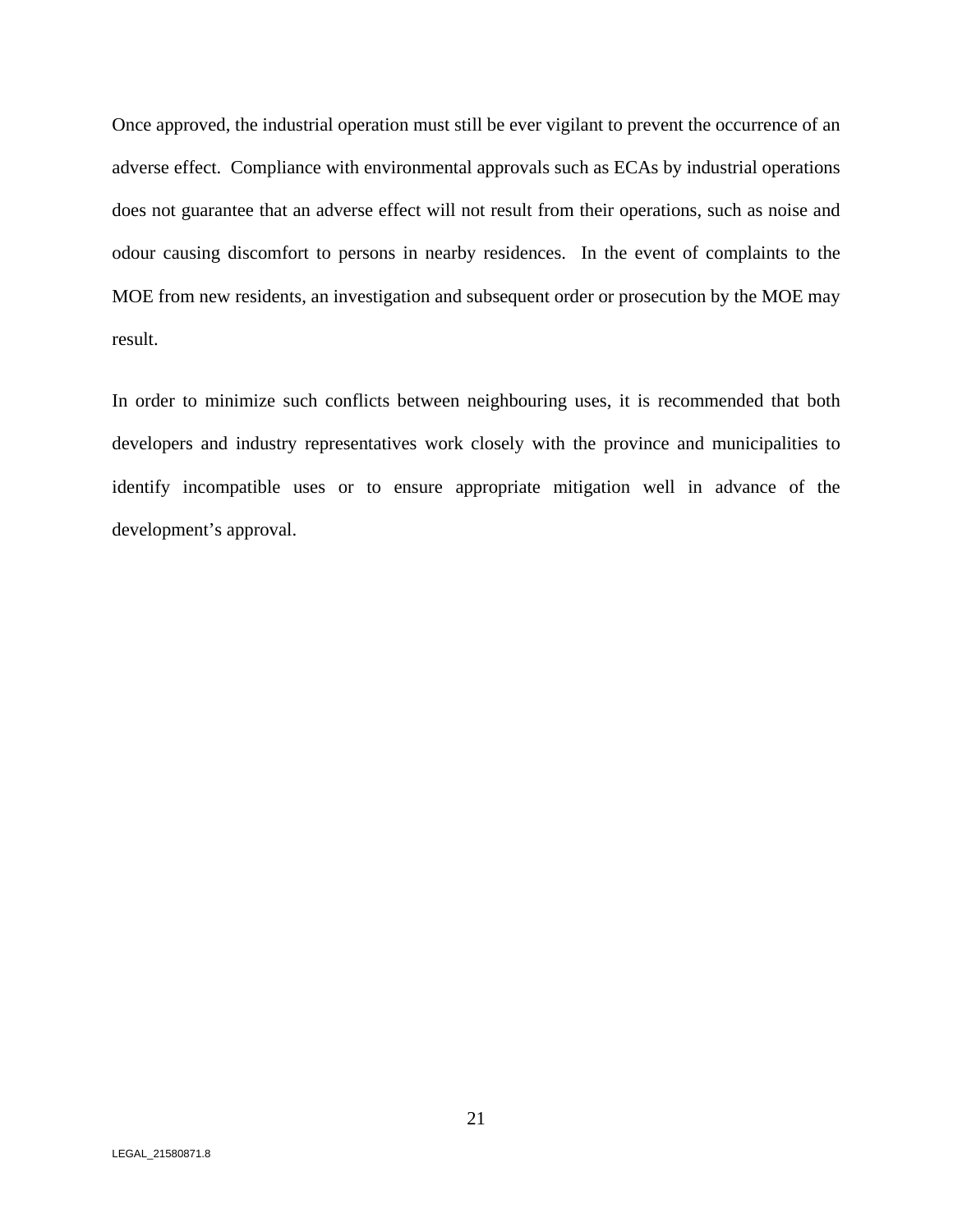Once approved, the industrial operation must still be ever vigilant to prevent the occurrence of an adverse effect. Compliance with environmental approvals such as ECAs by industrial operations does not guarantee that an adverse effect will not result from their operations, such as noise and odour causing discomfort to persons in nearby residences. In the event of complaints to the MOE from new residents, an investigation and subsequent order or prosecution by the MOE may result.

In order to minimize such conflicts between neighbouring uses, it is recommended that both developers and industry representatives work closely with the province and municipalities to identify incompatible uses or to ensure appropriate mitigation well in advance of the development's approval.